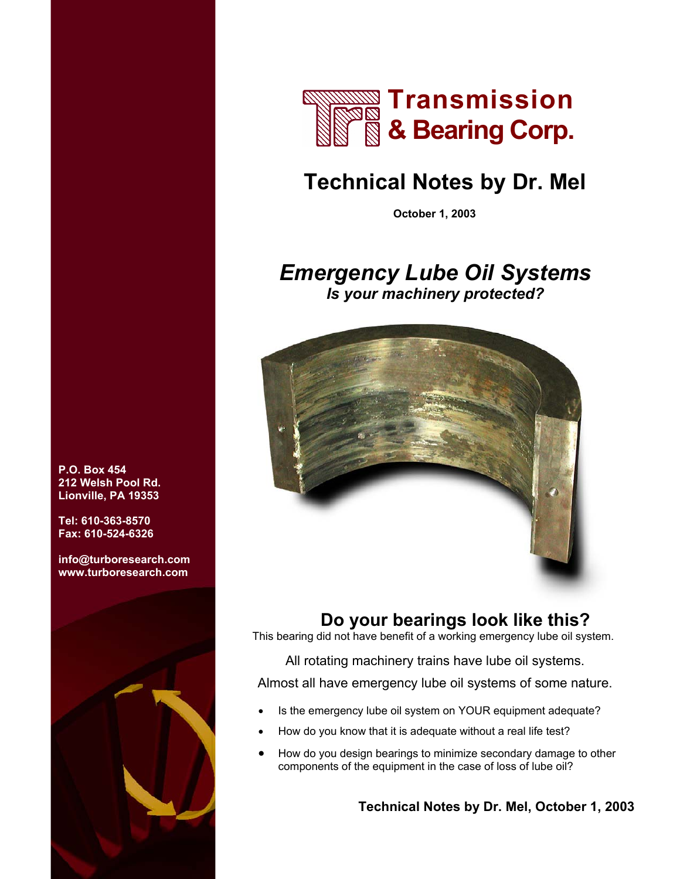# Transmission & Bearing Corp.

## Technical Notes by Dr. Mel

**October 1, 2003**

## *Emergency Lube Oil Systems*

### *Is your machinery protected?*

P.O. Box 454
212 Welsh Pool Rd.
Lionville, PA 19353

Tel: 610-363-8570
Fax: 610-524-6326

info@turboresearch.com
www.turboresearch.com

## Do your bearings look like this?

This bearing did not have benefit of a working emergency lube oil system.

All rotating machinery trains have lube oil systems.

Almost all have emergency lube oil systems of some nature.

- Is the emergency lube oil system on YOUR equipment adequate?
- How do you know that it is adequate without a real life test?
- How do you design bearings to minimize secondary damage to other components of the equipment in the case of loss of lube oil?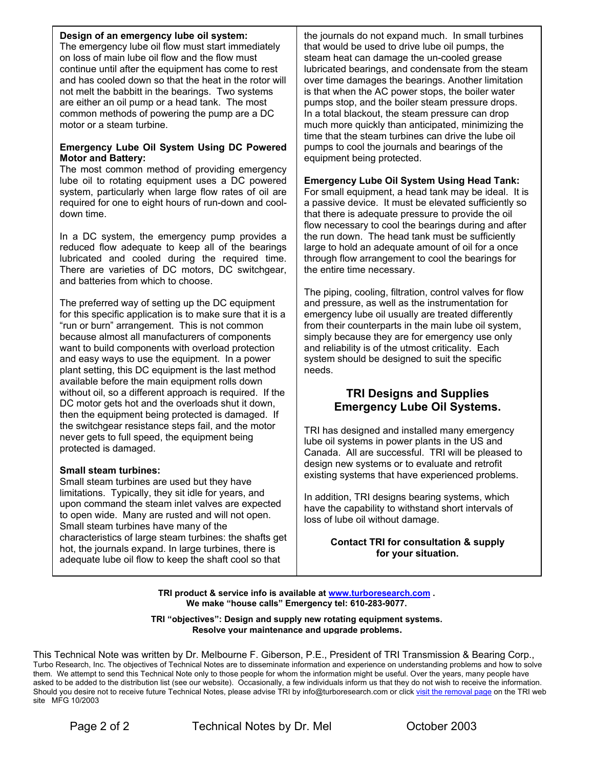**Design of an emergency lube oil system:**
The emergency lube oil flow must start immediately on loss of main lube oil flow and the flow must continue until after the equipment has come to rest and has cooled down so that the heat in the rotor will not melt the babbitt in the bearings. Two systems are either an oil pump or a head tank. The most common methods of powering the pump are a DC motor or a steam turbine.

**Emergency Lube Oil System Using DC Powered Motor and Battery:**
The most common method of providing emergency lube oil to rotating equipment uses a DC powered system, particularly when large flow rates of oil are required for one to eight hours of run-down and cool-down time.

In a DC system, the emergency pump provides a reduced flow adequate to keep all of the bearings lubricated and cooled during the required time. There are varieties of DC motors, DC switchgear, and batteries from which to choose.

The preferred way of setting up the DC equipment for this specific application is to make sure that it is a "run or burn" arrangement. This is not common because almost all manufacturers of components want to build components with overload protection and easy ways to use the equipment. In a power plant setting, this DC equipment is the last method available before the main equipment rolls down without oil, so a different approach is required. If the DC motor gets hot and the overloads shut it down, then the equipment being protected is damaged. If the switchgear resistance steps fail, and the motor never gets to full speed, the equipment being protected is damaged.

**Small steam turbines:**
Small steam turbines are used but they have limitations. Typically, they sit idle for years, and upon command the steam inlet valves are expected to open wide. Many are rusted and will not open. Small steam turbines have many of the characteristics of large steam turbines: the shafts get hot, the journals expand. In large turbines, there is adequate lube oil flow to keep the shaft cool so that the journals do not expand much. In small turbines that would be used to drive lube oil pumps, the steam heat can damage the un-cooled grease lubricated bearings, and condensate from the steam over time damages the bearings. Another limitation is that when the AC power stops, the boiler water pumps stop, and the boiler steam pressure drops. In a total blackout, the steam pressure can drop much more quickly than anticipated, minimizing the time that the steam turbines can drive the lube oil pumps to cool the journals and bearings of the equipment being protected.

**Emergency Lube Oil System Using Head Tank:**
For small equipment, a head tank may be ideal. It is a passive device. It must be elevated sufficiently so that there is adequate pressure to provide the oil flow necessary to cool the bearings during and after the run down. The head tank must be sufficiently large to hold an adequate amount of oil for a once through flow arrangement to cool the bearings for the entire time necessary.

The piping, cooling, filtration, control valves for flow and pressure, as well as the instrumentation for emergency lube oil usually are treated differently from their counterparts in the main lube oil system, simply because they are for emergency use only and reliability is of the utmost criticality. Each system should be designed to suit the specific needs.

## TRI Designs and Supplies Emergency Lube Oil Systems.

TRI has designed and installed many emergency lube oil systems in power plants in the US and Canada. All are successful. TRI will be pleased to design new systems or to evaluate and retrofit existing systems that have experienced problems.

In addition, TRI designs bearing systems, which have the capability to withstand short intervals of loss of lube oil without damage.

**Contact TRI for consultation & supply for your situation.**

**TRI product & service info is available at www.turboresearch.com . We make "house calls" Emergency tel: 610-283-9077.**

**TRI "objectives": Design and supply new rotating equipment systems. Resolve your maintenance and upgrade problems.**

This Technical Note was written by Dr. Melbourne F. Giberson, P.E., President of TRI Transmission & Bearing Corp., Turbo Research, Inc. The objectives of Technical Notes are to disseminate information and experience on understanding problems and how to solve them. We attempt to send this Technical Note only to those people for whom the information might be useful. Over the years, many people have asked to be added to the distribution list (see our website). Occasionally, a few individuals inform us that they do not wish to receive the information. Should you desire not to receive future Technical Notes, please advise TRI by info@turboresearch.com or click visit the removal page on the TRI web site MFG 10/2003